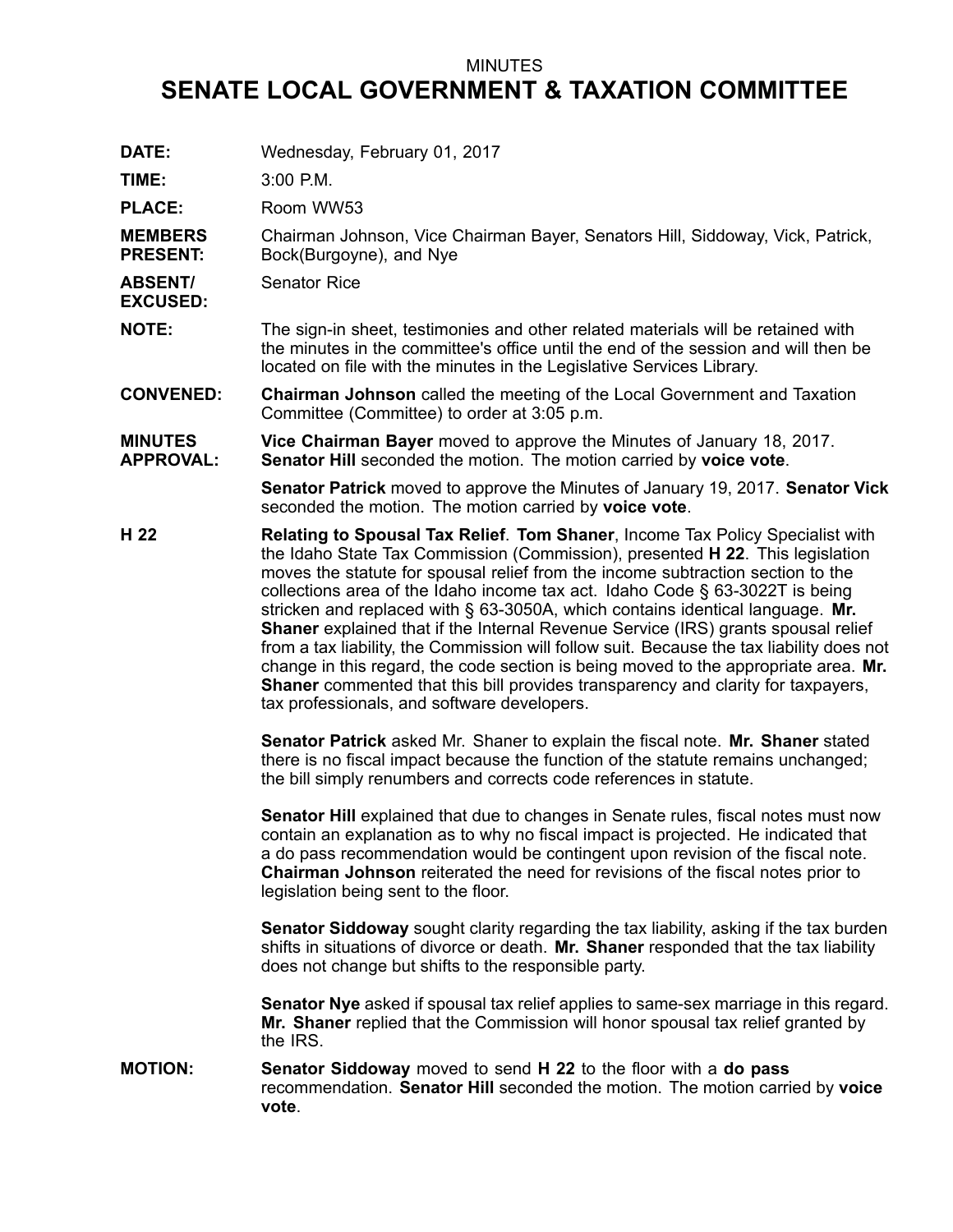MINUTES

# SENATE LOCAL GOVERNMENT & TAXATION COMMITTEE

**DATE:** Wednesday, February 01, 2017

**TIME:** 3:00 P.M.

**PLACE:** Room WW53

**MEMBERS PRESENT:** Chairman Johnson, Vice Chairman Bayer, Senators Hill, Siddoway, Vick, Patrick, Bock(Burgoyne), and Nye

**ABSENT/ EXCUSED:** Senator Rice

**NOTE:** The sign-in sheet, testimonies and other related materials will be retained with the minutes in the committee's office until the end of the session and will then be located on file with the minutes in the Legislative Services Library.

**CONVENED:** **Chairman Johnson** called the meeting of the Local Government and Taxation Committee (Committee) to order at 3:05 p.m.

**MINUTES APPROVAL:** **Vice Chairman Bayer** moved to approve the Minutes of January 18, 2017. **Senator Hill** seconded the motion. The motion carried by **voice vote**.

**Senator Patrick** moved to approve the Minutes of January 19, 2017. **Senator Vick** seconded the motion. The motion carried by **voice vote**.

**H 22** **Relating to Spousal Tax Relief**. **Tom Shaner**, Income Tax Policy Specialist with the Idaho State Tax Commission (Commission), presented **H 22**. This legislation moves the statute for spousal relief from the income subtraction section to the collections area of the Idaho income tax act. Idaho Code § 63-3022T is being stricken and replaced with § 63-3050A, which contains identical language. **Mr. Shaner** explained that if the Internal Revenue Service (IRS) grants spousal relief from a tax liability, the Commission will follow suit. Because the tax liability does not change in this regard, the code section is being moved to the appropriate area. **Mr. Shaner** commented that this bill provides transparency and clarity for taxpayers, tax professionals, and software developers.

**Senator Patrick** asked Mr. Shaner to explain the fiscal note. **Mr. Shaner** stated there is no fiscal impact because the function of the statute remains unchanged; the bill simply renumbers and corrects code references in statute.

**Senator Hill** explained that due to changes in Senate rules, fiscal notes must now contain an explanation as to why no fiscal impact is projected. He indicated that a do pass recommendation would be contingent upon revision of the fiscal note. **Chairman Johnson** reiterated the need for revisions of the fiscal notes prior to legislation being sent to the floor.

**Senator Siddoway** sought clarity regarding the tax liability, asking if the tax burden shifts in situations of divorce or death. **Mr. Shaner** responded that the tax liability does not change but shifts to the responsible party.

**Senator Nye** asked if spousal tax relief applies to same-sex marriage in this regard. **Mr. Shaner** replied that the Commission will honor spousal tax relief granted by the IRS.

**MOTION:** **Senator Siddoway** moved to send **H 22** to the floor with a **do pass** recommendation. **Senator Hill** seconded the motion. The motion carried by **voice vote**.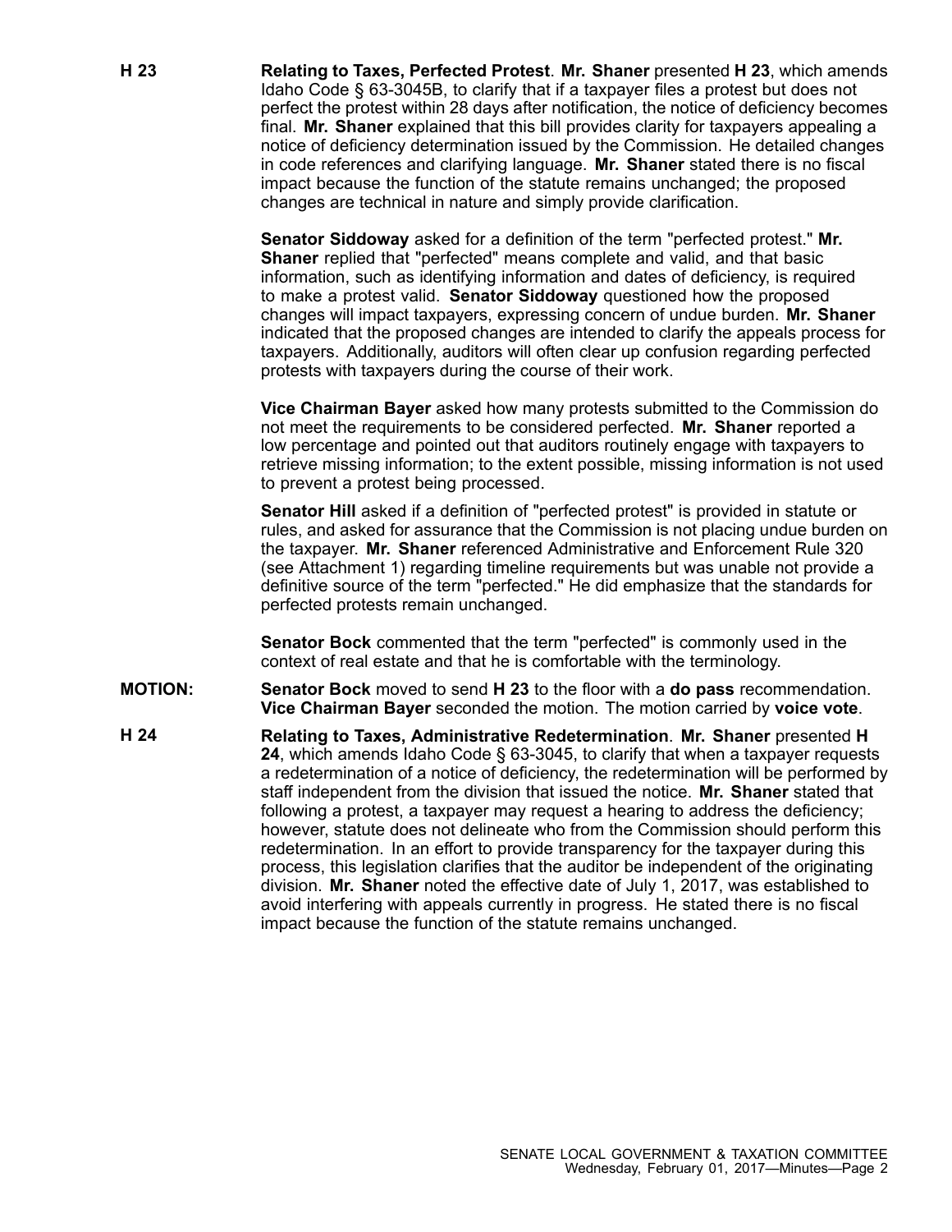**H 23** **Relating to Taxes, Perfected Protest**. **Mr. Shaner** presented **H 23**, which amends Idaho Code § 63-3045B, to clarify that if a taxpayer files a protest but does not perfect the protest within 28 days after notification, the notice of deficiency becomes final. **Mr. Shaner** explained that this bill provides clarity for taxpayers appealing a notice of deficiency determination issued by the Commission. He detailed changes in code references and clarifying language. **Mr. Shaner** stated there is no fiscal impact because the function of the statute remains unchanged; the proposed changes are technical in nature and simply provide clarification.

**Senator Siddoway** asked for a definition of the term "perfected protest." **Mr. Shaner** replied that "perfected" means complete and valid, and that basic information, such as identifying information and dates of deficiency, is required to make a protest valid. **Senator Siddoway** questioned how the proposed changes will impact taxpayers, expressing concern of undue burden. **Mr. Shaner** indicated that the proposed changes are intended to clarify the appeals process for taxpayers. Additionally, auditors will often clear up confusion regarding perfected protests with taxpayers during the course of their work.

**Vice Chairman Bayer** asked how many protests submitted to the Commission do not meet the requirements to be considered perfected. **Mr. Shaner** reported a low percentage and pointed out that auditors routinely engage with taxpayers to retrieve missing information; to the extent possible, missing information is not used to prevent a protest being processed.

**Senator Hill** asked if a definition of "perfected protest" is provided in statute or rules, and asked for assurance that the Commission is not placing undue burden on the taxpayer. **Mr. Shaner** referenced Administrative and Enforcement Rule 320 (see Attachment 1) regarding timeline requirements but was unable not provide a definitive source of the term "perfected." He did emphasize that the standards for perfected protests remain unchanged.

**Senator Bock** commented that the term "perfected" is commonly used in the context of real estate and that he is comfortable with the terminology.

**MOTION:** **Senator Bock** moved to send **H 23** to the floor with a **do pass** recommendation. **Vice Chairman Bayer** seconded the motion. The motion carried by **voice vote**.

**H 24** **Relating to Taxes, Administrative Redetermination**. **Mr. Shaner** presented **H 24**, which amends Idaho Code § 63-3045, to clarify that when a taxpayer requests a redetermination of a notice of deficiency, the redetermination will be performed by staff independent from the division that issued the notice. **Mr. Shaner** stated that following a protest, a taxpayer may request a hearing to address the deficiency; however, statute does not delineate who from the Commission should perform this redetermination. In an effort to provide transparency for the taxpayer during this process, this legislation clarifies that the auditor be independent of the originating division. **Mr. Shaner** noted the effective date of July 1, 2017, was established to avoid interfering with appeals currently in progress. He stated there is no fiscal impact because the function of the statute remains unchanged.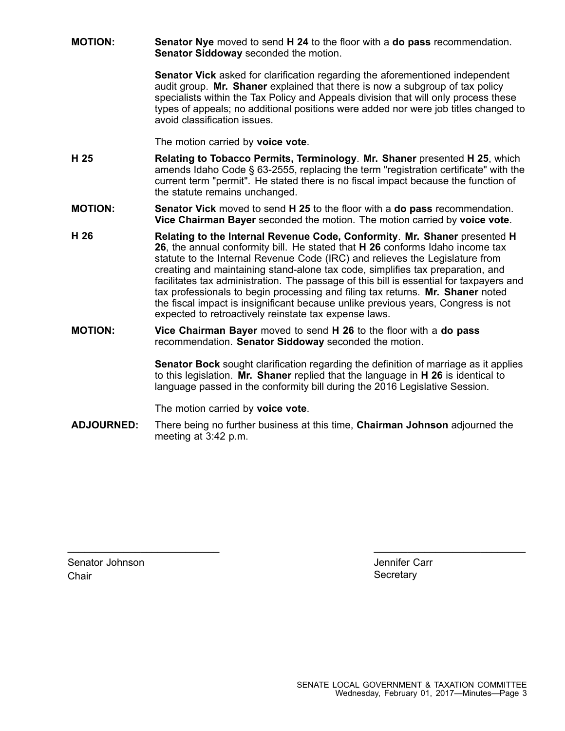**MOTION:** **Senator Nye** moved to send **H 24** to the floor with a **do pass** recommendation. **Senator Siddoway** seconded the motion.

**Senator Vick** asked for clarification regarding the aforementioned independent audit group. **Mr. Shaner** explained that there is now a subgroup of tax policy specialists within the Tax Policy and Appeals division that will only process these types of appeals; no additional positions were added nor were job titles changed to avoid classification issues.

The motion carried by **voice vote**.

**H 25** **Relating to Tobacco Permits, Terminology**. **Mr. Shaner** presented **H 25**, which amends Idaho Code § 63-2555, replacing the term "registration certificate" with the current term "permit". He stated there is no fiscal impact because the function of the statute remains unchanged.

**MOTION:** **Senator Vick** moved to send **H 25** to the floor with a **do pass** recommendation. **Vice Chairman Bayer** seconded the motion. The motion carried by **voice vote**.

**H 26** **Relating to the Internal Revenue Code, Conformity**. **Mr. Shaner** presented **H 26**, the annual conformity bill. He stated that **H 26** conforms Idaho income tax statute to the Internal Revenue Code (IRC) and relieves the Legislature from creating and maintaining stand-alone tax code, simplifies tax preparation, and facilitates tax administration. The passage of this bill is essential for taxpayers and tax professionals to begin processing and filing tax returns. **Mr. Shaner** noted the fiscal impact is insignificant because unlike previous years, Congress is not expected to retroactively reinstate tax expense laws.

**MOTION:** **Vice Chairman Bayer** moved to send **H 26** to the floor with a **do pass** recommendation. **Senator Siddoway** seconded the motion.

**Senator Bock** sought clarification regarding the definition of marriage as it applies to this legislation. **Mr. Shaner** replied that the language in **H 26** is identical to language passed in the conformity bill during the 2016 Legislative Session.

The motion carried by **voice vote**.

**ADJOURNED:** There being no further business at this time, **Chairman Johnson** adjourned the meeting at 3:42 p.m.

___________________________
Senator Johnson
Chair

___________________________
Jennifer Carr
Secretary